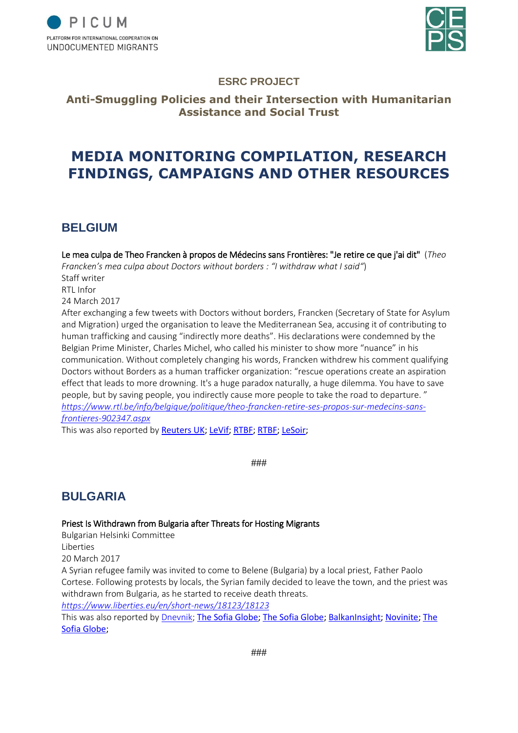PICUM
PLATFORM FOR INTERNATIONAL COOPERATION ON
UNDOCUMENTED MIGRANTS

CE PS

**ESRC PROJECT**

**Anti-Smuggling Policies and their Intersection with Humanitarian Assistance and Social Trust**

# MEDIA MONITORING COMPILATION, RESEARCH FINDINGS, CAMPAIGNS AND OTHER RESOURCES

## BELGIUM

Le mea culpa de Theo Francken à propos de Médecins sans Frontières: "Je retire ce que j'ai dit" (*Theo Francken's mea culpa about Doctors without borders : "I withdraw what I said"*)
Staff writer
RTL Infor
24 March 2017
After exchanging a few tweets with Doctors without borders, Francken (Secretary of State for Asylum and Migration) urged the organisation to leave the Mediterranean Sea, accusing it of contributing to human trafficking and causing "indirectly more deaths". His declarations were condemned by the Belgian Prime Minister, Charles Michel, who called his minister to show more "nuance" in his communication. Without completely changing his words, Francken withdrew his comment qualifying Doctors without Borders as a human trafficker organization: "rescue operations create an aspiration effect that leads to more drowning. It's a huge paradox naturally, a huge dilemma. You have to save people, but by saving people, you indirectly cause more people to take the road to departure. "
*https://www.rtl.be/info/belgique/politique/theo-francken-retire-ses-propos-sur-medecins-sans-frontieres-902347.aspx*
This was also reported by Reuters UK; LeVif; RTBF; RTBF; LeSoir;

###

## BULGARIA

Priest Is Withdrawn from Bulgaria after Threats for Hosting Migrants
Bulgarian Helsinki Committee
Liberties
20 March 2017
A Syrian refugee family was invited to come to Belene (Bulgaria) by a local priest, Father Paolo Cortese. Following protests by locals, the Syrian family decided to leave the town, and the priest was withdrawn from Bulgaria, as he started to receive death threats.
*https://www.liberties.eu/en/short-news/18123/18123*
This was also reported by Dnevnik; The Sofia Globe; The Sofia Globe; BalkanInsight; Novinite; The Sofia Globe;

###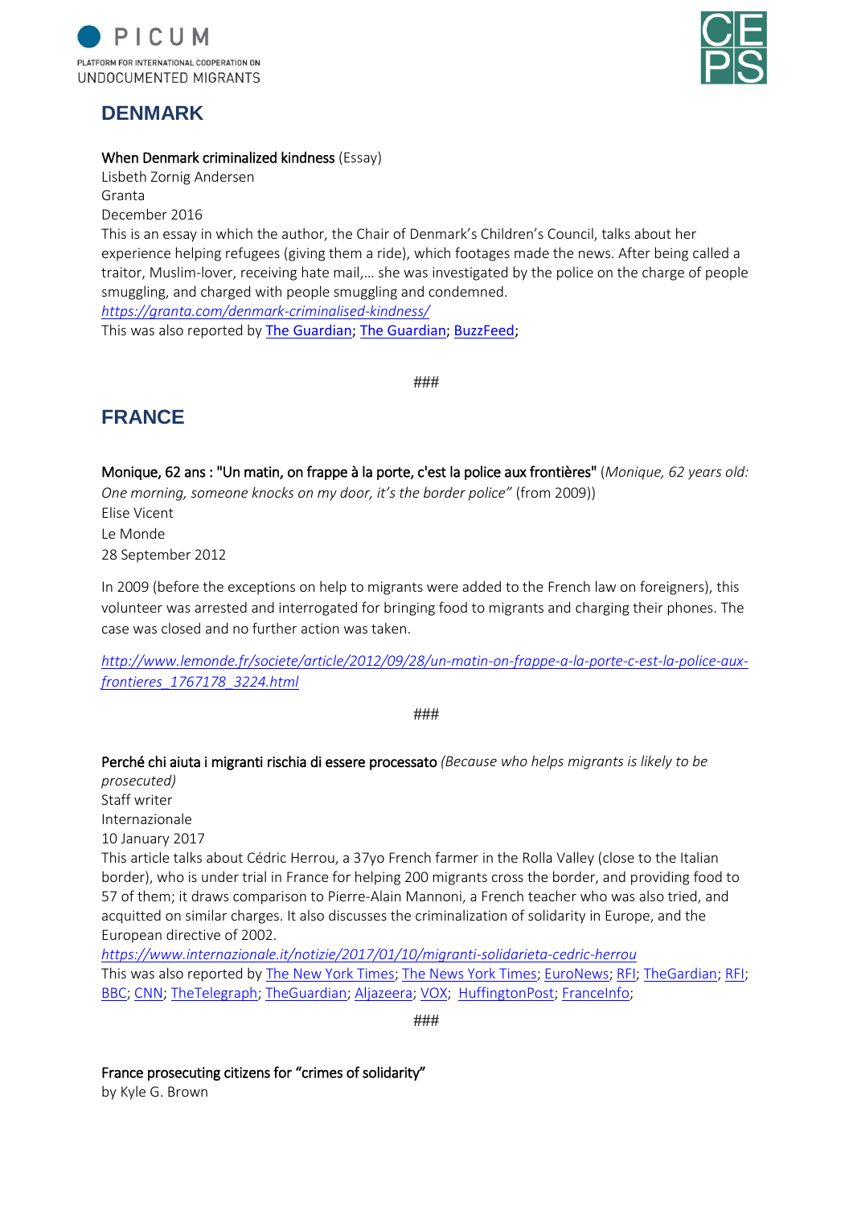## DENMARK

**When Denmark criminalized kindness** (Essay)
Lisbeth Zornig Andersen
Granta
December 2016
This is an essay in which the author, the Chair of Denmark's Children's Council, talks about her experience helping refugees (giving them a ride), which footages made the news. After being called a traitor, Muslim-lover, receiving hate mail,… she was investigated by the police on the charge of people smuggling, and charged with people smuggling and condemned.
*https://granta.com/denmark-criminalised-kindness/*
This was also reported by The Guardian; The Guardian; BuzzFeed;

###

## FRANCE

**Monique, 62 ans : "Un matin, on frappe à la porte, c'est la police aux frontières"** (*Monique, 62 years old: One morning, someone knocks on my door, it's the border police"* (from 2009))
Elise Vicent
Le Monde
28 September 2012

In 2009 (before the exceptions on help to migrants were added to the French law on foreigners), this volunteer was arrested and interrogated for bringing food to migrants and charging their phones. The case was closed and no further action was taken.

*http://www.lemonde.fr/societe/article/2012/09/28/un-matin-on-frappe-a-la-porte-c-est-la-police-aux-frontieres_1767178_3224.html*

###

**Perché chi aiuta i migranti rischia di essere processato** *(Because who helps migrants is likely to be prosecuted)*
Staff writer
Internazionale
10 January 2017
This article talks about Cédric Herrou, a 37yo French farmer in the Rolla Valley (close to the Italian border), who is under trial in France for helping 200 migrants cross the border, and providing food to 57 of them; it draws comparison to Pierre-Alain Mannoni, a French teacher who was also tried, and acquitted on similar charges. It also discusses the criminalization of solidarity in Europe, and the European directive of 2002.
*https://www.internazionale.it/notizie/2017/01/10/migranti-solidarieta-cedric-herrou*
This was also reported by The New York Times; The News York Times; EuroNews; RFI; TheGardian; RFI; BBC; CNN; TheTelegraph; TheGuardian; Aljazeera; VOX; HuffingtonPost; FranceInfo;

###

**France prosecuting citizens for "crimes of solidarity"**
by Kyle G. Brown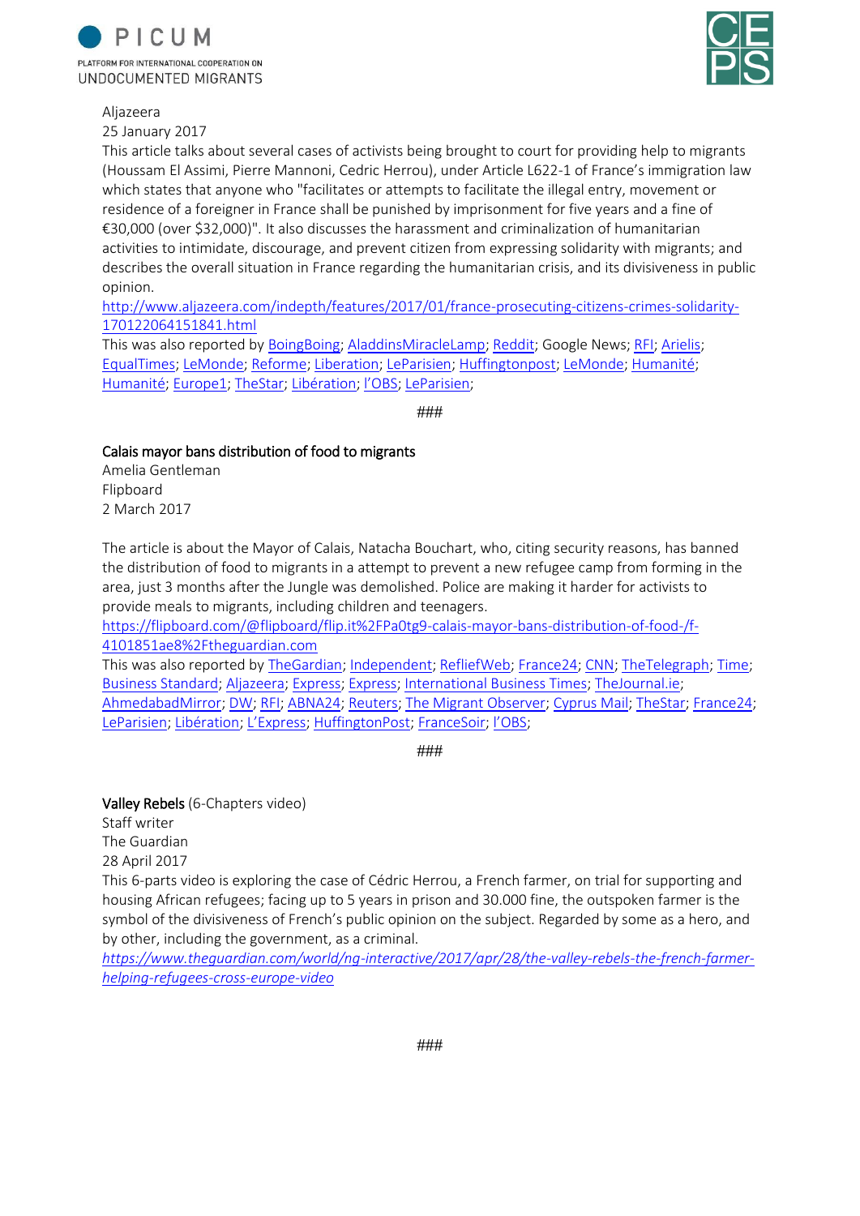Aljazeera
25 January 2017
This article talks about several cases of activists being brought to court for providing help to migrants (Houssam El Assimi, Pierre Mannoni, Cedric Herrou), under Article L622-1 of France's immigration law which states that anyone who "facilitates or attempts to facilitate the illegal entry, movement or residence of a foreigner in France shall be punished by imprisonment for five years and a fine of €30,000 (over $32,000)". It also discusses the harassment and criminalization of humanitarian activities to intimidate, discourage, and prevent citizen from expressing solidarity with migrants; and describes the overall situation in France regarding the humanitarian crisis, and its divisiveness in public opinion.
http://www.aljazeera.com/indepth/features/2017/01/france-prosecuting-citizens-crimes-solidarity-170122064151841.html
This was also reported by BoingBoing; AladdinsMiracleLamp; Reddit; Google News; RFI; Arielis; EqualTimes; LeMonde; Reforme; Liberation; LeParisien; Huffingtonpost; LeMonde; Humanité; Europe1; TheStar; Libération; l'OBS; LeParisien;

###

Calais mayor bans distribution of food to migrants
Amelia Gentleman
Flipboard
2 March 2017

The article is about the Mayor of Calais, Natacha Bouchart, who, citing security reasons, has banned the distribution of food to migrants in a attempt to prevent a new refugee camp from forming in the area, just 3 months after the Jungle was demolished. Police are making it harder for activists to provide meals to migrants, including children and teenagers.
https://flipboard.com/@flipboard/flip.it%2FPa0tg9-calais-mayor-bans-distribution-of-food-/f-4101851ae8%2Ftheguardian.com
This was also reported by TheGuardian; Independent; RefliefWeb; France24; CNN; TheTelegraph; Time; Business Standard; Aljazeera; Express; Express; International Business Times; TheJournal.ie; AhmedabadMirror; DW; RFI; ABNA24; Reuters; The Migrant Observer; Cyprus Mail; TheStar; France24; LeParisien; Libération; L'Express; HuffingtonPost; FranceSoir; l'OBS;

###

Valley Rebels (6-Chapters video)
Staff writer
The Guardian
28 April 2017
This 6-parts video is exploring the case of Cédric Herrou, a French farmer, on trial for supporting and housing African refugees; facing up to 5 years in prison and 30.000 fine, the outspoken farmer is the symbol of the divisiveness of French's public opinion on the subject. Regarded by some as a hero, and by other, including the government, as a criminal.
*https://www.theguardian.com/world/ng-interactive/2017/apr/28/the-valley-rebels-the-french-farmer-helping-refugees-cross-europe-video*

###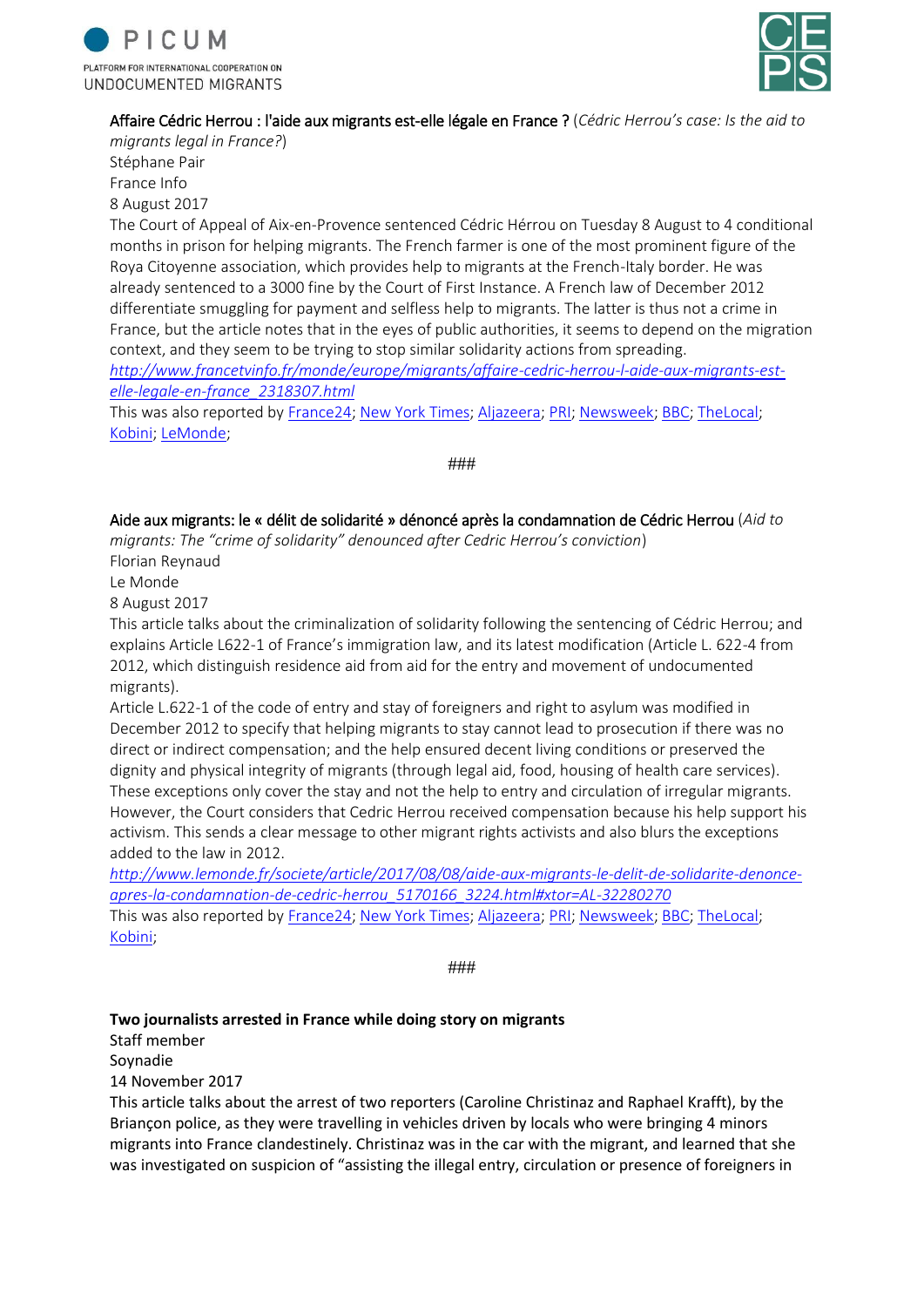Affaire Cédric Herrou : l'aide aux migrants est-elle légale en France ? (*Cédric Herrou's case: Is the aid to migrants legal in France?*)
Stéphane Pair
France Info
8 August 2017
The Court of Appeal of Aix-en-Provence sentenced Cédric Hérrou on Tuesday 8 August to 4 conditional months in prison for helping migrants. The French farmer is one of the most prominent figure of the Roya Citoyenne association, which provides help to migrants at the French-Italy border. He was already sentenced to a 3000 fine by the Court of First Instance. A French law of December 2012 differentiate smuggling for payment and selfless help to migrants. The latter is thus not a crime in France, but the article notes that in the eyes of public authorities, it seems to depend on the migration context, and they seem to be trying to stop similar solidarity actions from spreading.
*http://www.francetvinfo.fr/monde/europe/migrants/affaire-cedric-herrou-l-aide-aux-migrants-est-elle-legale-en-france_2318307.html*
This was also reported by France24; New York Times; Aljazeera; PRI; Newsweek; BBC; TheLocal; Kobini; LeMonde;

###

Aide aux migrants: le « délit de solidarité » dénoncé après la condamnation de Cédric Herrou (*Aid to migrants: The "crime of solidarity" denounced after Cedric Herrou's conviction*)
Florian Reynaud
Le Monde
8 August 2017
This article talks about the criminalization of solidarity following the sentencing of Cédric Herrou; and explains Article L622-1 of France's immigration law, and its latest modification (Article L. 622-4 from 2012, which distinguish residence aid from aid for the entry and movement of undocumented migrants).
Article L.622-1 of the code of entry and stay of foreigners and right to asylum was modified in December 2012 to specify that helping migrants to stay cannot lead to prosecution if there was no direct or indirect compensation; and the help ensured decent living conditions or preserved the dignity and physical integrity of migrants (through legal aid, food, housing of health care services). These exceptions only cover the stay and not the help to entry and circulation of irregular migrants. However, the Court considers that Cedric Herrou received compensation because his help support his activism. This sends a clear message to other migrant rights activists and also blurs the exceptions added to the law in 2012.
*http://www.lemonde.fr/societe/article/2017/08/08/aide-aux-migrants-le-delit-de-solidarite-denonce-apres-la-condamnation-de-cedric-herrou_5170166_3224.html#xtor=AL-32280270*
This was also reported by France24; New York Times; Aljazeera; PRI; Newsweek; BBC; TheLocal; Kobini;

###

**Two journalists arrested in France while doing story on migrants**
Staff member
Soynadie
14 November 2017
This article talks about the arrest of two reporters (Caroline Christinaz and Raphael Krafft), by the Briançon police, as they were travelling in vehicles driven by locals who were bringing 4 minors migrants into France clandestinely. Christinaz was in the car with the migrant, and learned that she was investigated on suspicion of "assisting the illegal entry, circulation or presence of foreigners in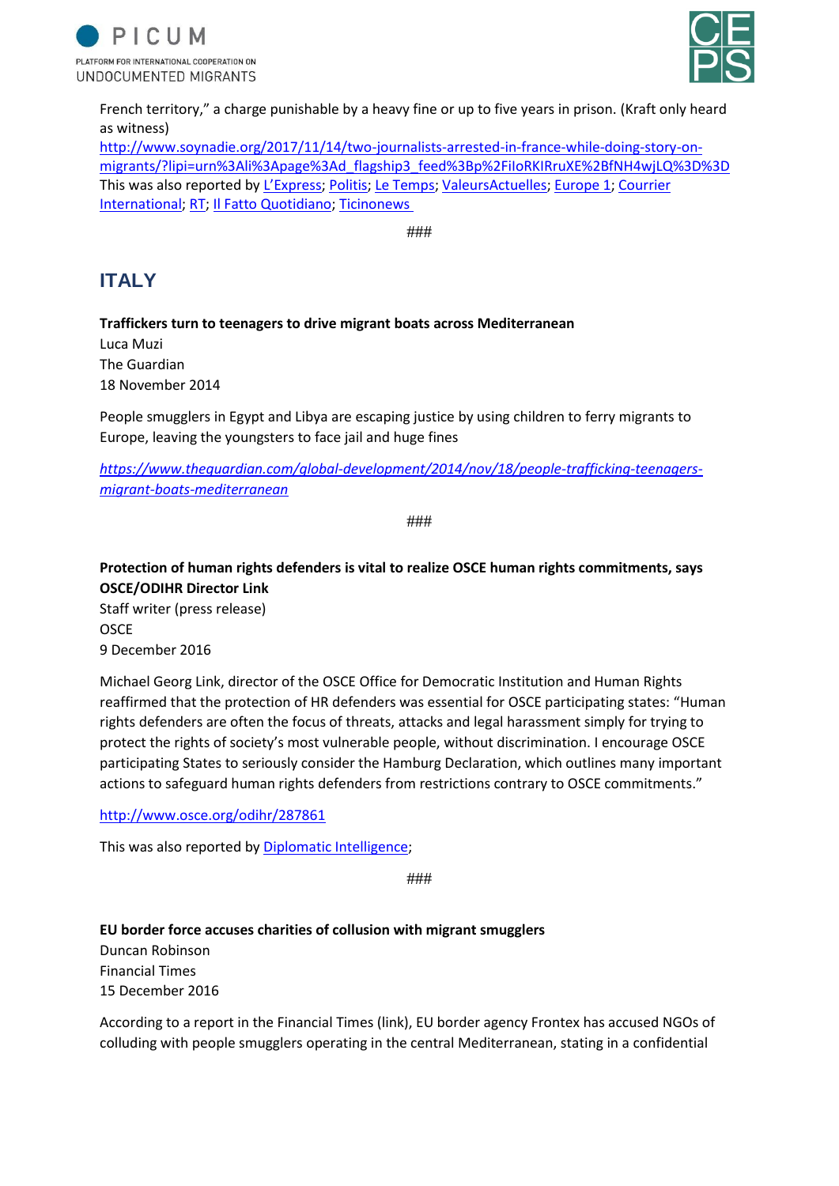French territory," a charge punishable by a heavy fine or up to five years in prison. (Kraft only heard as witness)

http://www.soynadie.org/2017/11/14/two-journalists-arrested-in-france-while-doing-story-on-migrants/?lipi=urn%3Ali%3Apage%3Ad_flagship3_feed%3Bp%2FiIoRKIRruXE%2BfNH4wjLQ%3D%3D

This was also reported by L'Express; Politis; Le Temps; ValeursActuelles; Europe 1; Courrier International; RT; Il Fatto Quotidiano; Ticinonews

###

## ITALY

**Traffickers turn to teenagers to drive migrant boats across Mediterranean**
Luca Muzi
The Guardian
18 November 2014

People smugglers in Egypt and Libya are escaping justice by using children to ferry migrants to Europe, leaving the youngsters to face jail and huge fines

*https://www.theguardian.com/global-development/2014/nov/18/people-trafficking-teenagers-migrant-boats-mediterranean*

###

**Protection of human rights defenders is vital to realize OSCE human rights commitments, says OSCE/ODIHR Director Link**
Staff writer (press release)
OSCE
9 December 2016

Michael Georg Link, director of the OSCE Office for Democratic Institution and Human Rights reaffirmed that the protection of HR defenders was essential for OSCE participating states: "Human rights defenders are often the focus of threats, attacks and legal harassment simply for trying to protect the rights of society's most vulnerable people, without discrimination. I encourage OSCE participating States to seriously consider the Hamburg Declaration, which outlines many important actions to safeguard human rights defenders from restrictions contrary to OSCE commitments."

http://www.osce.org/odihr/287861

This was also reported by Diplomatic Intelligence;

###

**EU border force accuses charities of collusion with migrant smugglers**
Duncan Robinson
Financial Times
15 December 2016

According to a report in the Financial Times (link), EU border agency Frontex has accused NGOs of colluding with people smugglers operating in the central Mediterranean, stating in a confidential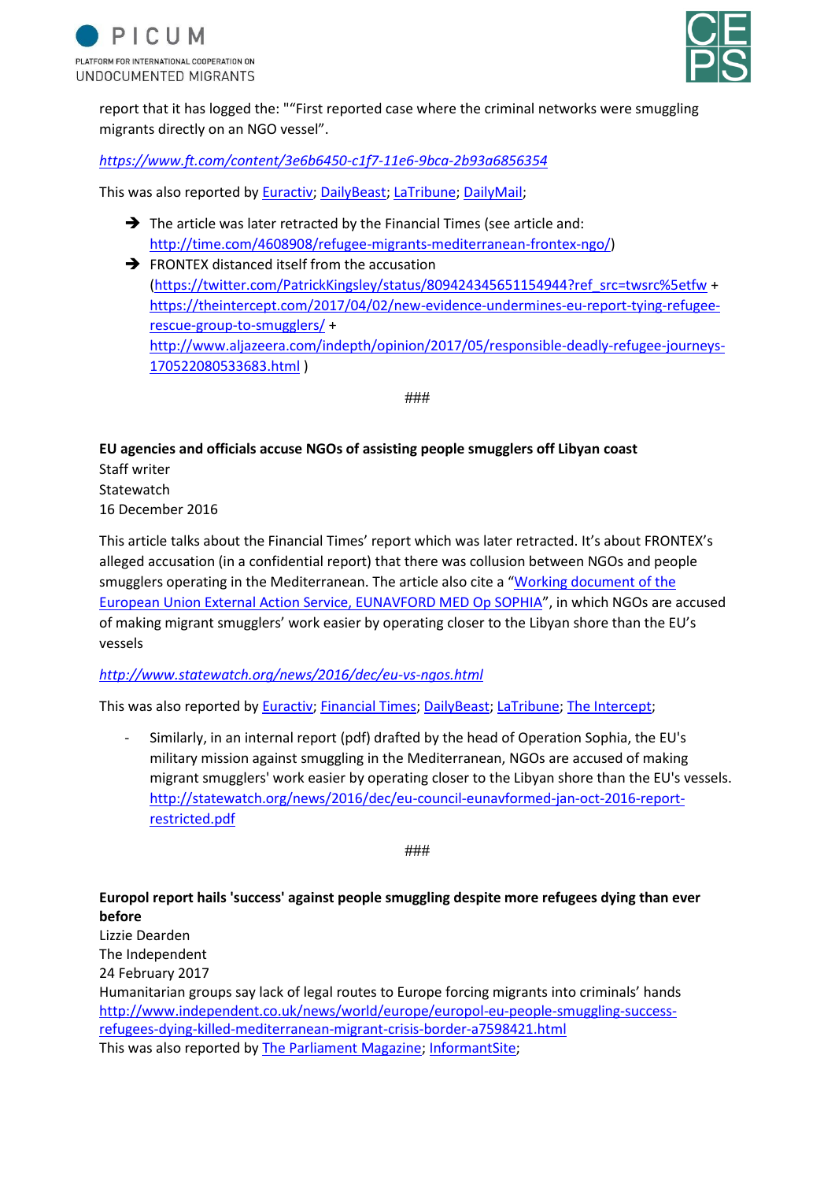report that it has logged the: "“First reported case where the criminal networks were smuggling migrants directly on an NGO vessel”.

*https://www.ft.com/content/3e6b6450-c1f7-11e6-9bca-2b93a6856354*

This was also reported by Euractiv; DailyBeast; LaTribune; DailyMail;

- The article was later retracted by the Financial Times (see article and: http://time.com/4608908/refugee-migrants-mediterranean-frontex-ngo/)
- FRONTEX distanced itself from the accusation (https://twitter.com/PatrickKingsley/status/809424345651154944?ref_src=twsrc%5etfw + https://theintercept.com/2017/04/02/new-evidence-undermines-eu-report-tying-refugee-rescue-group-to-smugglers/ + http://www.aljazeera.com/indepth/opinion/2017/05/responsible-deadly-refugee-journeys-170522080533683.html )

###

**EU agencies and officials accuse NGOs of assisting people smugglers off Libyan coast**
Staff writer
Statewatch
16 December 2016

This article talks about the Financial Times' report which was later retracted. It's about FRONTEX's alleged accusation (in a confidential report) that there was collusion between NGOs and people smugglers operating in the Mediterranean. The article also cite a “Working document of the European Union External Action Service, EUNAVFORD MED Op SOPHIA”, in which NGOs are accused of making migrant smugglers' work easier by operating closer to the Libyan shore than the EU's vessels

*http://www.statewatch.org/news/2016/dec/eu-vs-ngos.html*

This was also reported by Euractiv; Financial Times; DailyBeast; LaTribune; The Intercept;

- Similarly, in an internal report (pdf) drafted by the head of Operation Sophia, the EU's military mission against smuggling in the Mediterranean, NGOs are accused of making migrant smugglers' work easier by operating closer to the Libyan shore than the EU's vessels. http://statewatch.org/news/2016/dec/eu-council-eunavformed-jan-oct-2016-report-restricted.pdf

###

**Europol report hails 'success' against people smuggling despite more refugees dying than ever before**
Lizzie Dearden
The Independent
24 February 2017
Humanitarian groups say lack of legal routes to Europe forcing migrants into criminals' hands
http://www.independent.co.uk/news/world/europe/europol-eu-people-smuggling-success-refugees-dying-killed-mediterranean-migrant-crisis-border-a7598421.html
This was also reported by The Parliament Magazine; InformantSite;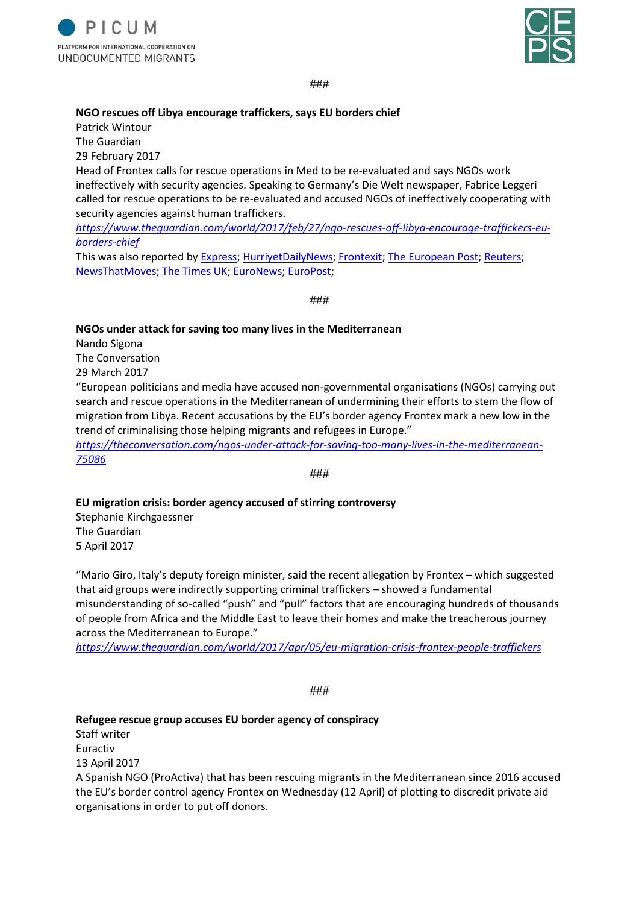###

**NGO rescues off Libya encourage traffickers, says EU borders chief**

Patrick Wintour

The Guardian

29 February 2017

Head of Frontex calls for rescue operations in Med to be re-evaluated and says NGOs work ineffectively with security agencies. Speaking to Germany's Die Welt newspaper, Fabrice Leggeri called for rescue operations to be re-evaluated and accused NGOs of ineffectively cooperating with security agencies against human traffickers.

*https://www.theguardian.com/world/2017/feb/27/ngo-rescues-off-libya-encourage-traffickers-eu-borders-chief*

This was also reported by Express; HurriyetDailyNews; Frontexit; The European Post; Reuters; NewsThatMoves; The Times UK; EuroNews; EuroPost;

###

**NGOs under attack for saving too many lives in the Mediterranean**

Nando Sigona

The Conversation

29 March 2017

"European politicians and media have accused non-governmental organisations (NGOs) carrying out search and rescue operations in the Mediterranean of undermining their efforts to stem the flow of migration from Libya. Recent accusations by the EU's border agency Frontex mark a new low in the trend of criminalising those helping migrants and refugees in Europe."

*https://theconversation.com/ngos-under-attack-for-saving-too-many-lives-in-the-mediterranean-75086*

###

**EU migration crisis: border agency accused of stirring controversy**

Stephanie Kirchgaessner

The Guardian

5 April 2017

"Mario Giro, Italy's deputy foreign minister, said the recent allegation by Frontex – which suggested that aid groups were indirectly supporting criminal traffickers – showed a fundamental misunderstanding of so-called "push" and "pull" factors that are encouraging hundreds of thousands of people from Africa and the Middle East to leave their homes and make the treacherous journey across the Mediterranean to Europe."

*https://www.theguardian.com/world/2017/apr/05/eu-migration-crisis-frontex-people-traffickers*

###

**Refugee rescue group accuses EU border agency of conspiracy**

Staff writer

Euractiv

13 April 2017

A Spanish NGO (ProActiva) that has been rescuing migrants in the Mediterranean since 2016 accused the EU's border control agency Frontex on Wednesday (12 April) of plotting to discredit private aid organisations in order to put off donors.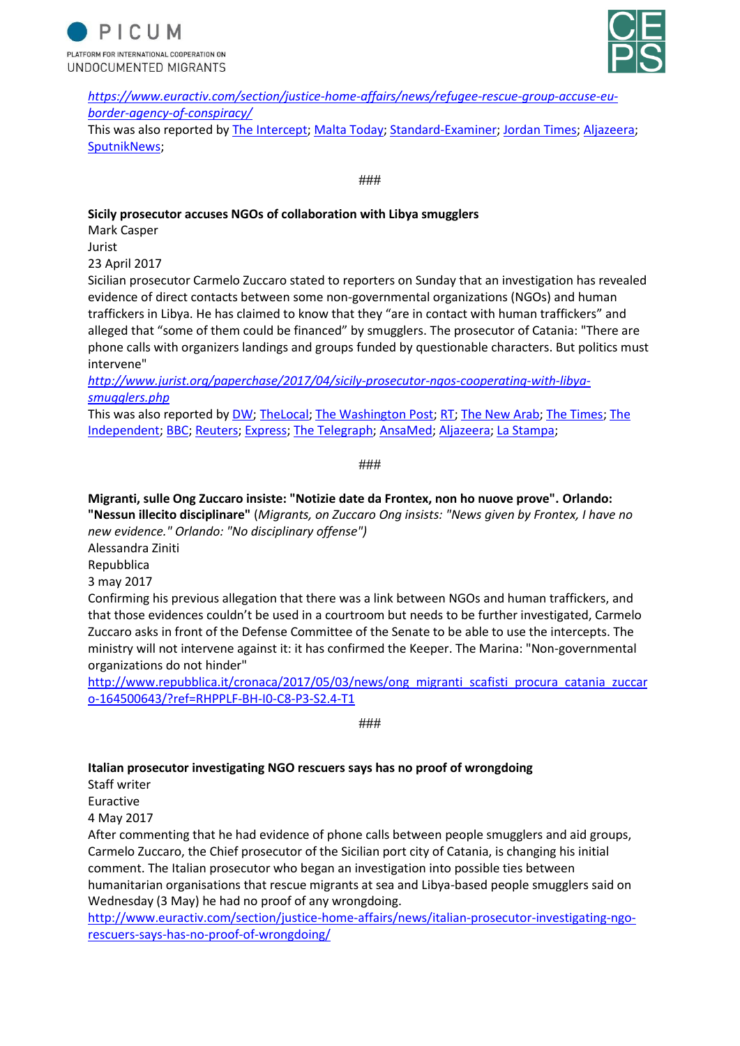https://www.euractiv.com/section/justice-home-affairs/news/refugee-rescue-group-accuse-eu-border-agency-of-conspiracy/
This was also reported by The Intercept; Malta Today; Standard-Examiner; Jordan Times; Aljazeera; SputnikNews;

###

**Sicily prosecutor accuses NGOs of collaboration with Libya smugglers**
Mark Casper
Jurist
23 April 2017
Sicilian prosecutor Carmelo Zuccaro stated to reporters on Sunday that an investigation has revealed evidence of direct contacts between some non-governmental organizations (NGOs) and human traffickers in Libya. He has claimed to know that they "are in contact with human traffickers" and alleged that "some of them could be financed" by smugglers. The prosecutor of Catania: "There are phone calls with organizers landings and groups funded by questionable characters. But politics must intervene"
http://www.jurist.org/paperchase/2017/04/sicily-prosecutor-ngos-cooperating-with-libya-smugglers.php
This was also reported by DW; TheLocal; The Washington Post; RT; The New Arab; The Times; The Independent; BBC; Reuters; Express; The Telegraph; AnsaMed; Aljazeera; La Stampa;

###

**Migranti, sulle Ong Zuccaro insiste: "Notizie date da Frontex, non ho nuove prove". Orlando: "Nessun illecito disciplinare"** *(Migrants, on Zuccaro Ong insists: "News given by Frontex, I have no new evidence." Orlando: "No disciplinary offense")*
Alessandra Ziniti
Repubblica
3 may 2017
Confirming his previous allegation that there was a link between NGOs and human traffickers, and that those evidences couldn't be used in a courtroom but needs to be further investigated, Carmelo Zuccaro asks in front of the Defense Committee of the Senate to be able to use the intercepts. The ministry will not intervene against it: it has confirmed the Keeper. The Marina: "Non-governmental organizations do not hinder"
http://www.repubblica.it/cronaca/2017/05/03/news/ong_migranti_scafisti_procura_catania_zuccaro-164500643/?ref=RHPPLF-BH-I0-C8-P3-S2.4-T1

###

**Italian prosecutor investigating NGO rescuers says has no proof of wrongdoing**
Staff writer
Euractive
4 May 2017
After commenting that he had evidence of phone calls between people smugglers and aid groups, Carmelo Zuccaro, the Chief prosecutor of the Sicilian port city of Catania, is changing his initial comment. The Italian prosecutor who began an investigation into possible ties between humanitarian organisations that rescue migrants at sea and Libya-based people smugglers said on Wednesday (3 May) he had no proof of any wrongdoing.
http://www.euractiv.com/section/justice-home-affairs/news/italian-prosecutor-investigating-ngo-rescuers-says-has-no-proof-of-wrongdoing/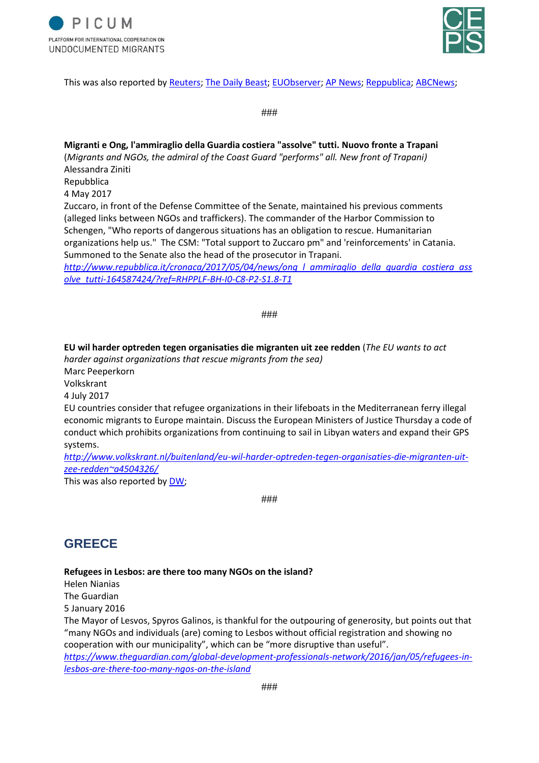This was also reported by Reuters; The Daily Beast; EUObserver; AP News; Reppublica; ABCNews;

###

**Migranti e Ong, l'ammiraglio della Guardia costiera "assolve" tutti. Nuovo fronte a Trapani**
(*Migrants and NGOs, the admiral of the Coast Guard "performs" all. New front of Trapani)*
Alessandra Ziniti
Repubblica
4 May 2017
Zuccaro, in front of the Defense Committee of the Senate, maintained his previous comments (alleged links between NGOs and traffickers). The commander of the Harbor Commission to Schengen, "Who reports of dangerous situations has an obligation to rescue. Humanitarian organizations help us." The CSM: "Total support to Zuccaro pm" and 'reinforcements' in Catania. Summoned to the Senate also the head of the prosecutor in Trapani.
*http://www.repubblica.it/cronaca/2017/05/04/news/ong_l_ammiraglio_della_guardia_costiera_assolve_tutti-164587424/?ref=RHPPLF-BH-I0-C8-P2-S1.8-T1*

###

**EU wil harder optreden tegen organisaties die migranten uit zee redden** (*The EU wants to act harder against organizations that rescue migrants from the sea)*
Marc Peeperkorn
Volkskrant
4 July 2017
EU countries consider that refugee organizations in their lifeboats in the Mediterranean ferry illegal economic migrants to Europe maintain. Discuss the European Ministers of Justice Thursday a code of conduct which prohibits organizations from continuing to sail in Libyan waters and expand their GPS systems.
*http://www.volkskrant.nl/buitenland/eu-wil-harder-optreden-tegen-organisaties-die-migranten-uit-zee-redden~a4504326/*
This was also reported by DW;

###

## GREECE

**Refugees in Lesbos: are there too many NGOs on the island?**
Helen Nianias
The Guardian
5 January 2016
The Mayor of Lesvos, Spyros Galinos, is thankful for the outpouring of generosity, but points out that "many NGOs and individuals (are) coming to Lesbos without official registration and showing no cooperation with our municipality", which can be "more disruptive than useful".
*https://www.theguardian.com/global-development-professionals-network/2016/jan/05/refugees-in-lesbos-are-there-too-many-ngos-on-the-island*

###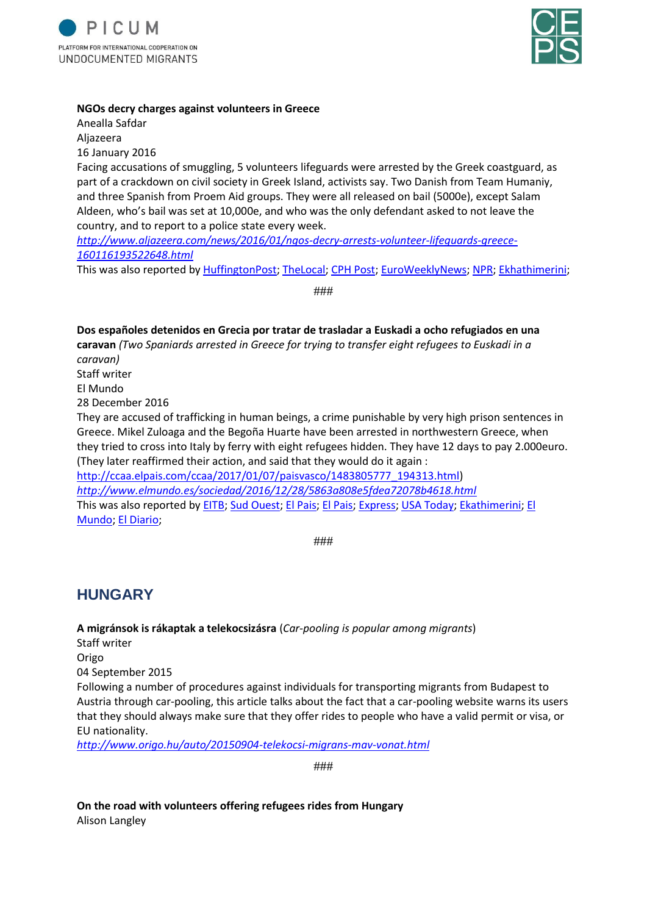**NGOs decry charges against volunteers in Greece**
Anealla Safdar
Aljazeera
16 January 2016
Facing accusations of smuggling, 5 volunteers lifeguards were arrested by the Greek coastguard, as part of a crackdown on civil society in Greek Island, activists say. Two Danish from Team Humaniy, and three Spanish from Proem Aid groups. They were all released on bail (5000e), except Salam Aldeen, who's bail was set at 10,000e, and who was the only defendant asked to not leave the country, and to report to a police state every week.
*http://www.aljazeera.com/news/2016/01/ngos-decry-arrests-volunteer-lifeguards-greece-160116193522648.html*
This was also reported by HuffingtonPost; TheLocal; CPH Post; EuroWeeklyNews; NPR; Ekhathimerini;

###

**Dos españoles detenidos en Grecia por tratar de trasladar a Euskadi a ocho refugiados en una caravan** *(Two Spaniards arrested in Greece for trying to transfer eight refugees to Euskadi in a caravan)*
Staff writer
El Mundo
28 December 2016
They are accused of trafficking in human beings, a crime punishable by very high prison sentences in Greece. Mikel Zuloaga and the Begoña Huarte have been arrested in northwestern Greece, when they tried to cross into Italy by ferry with eight refugees hidden. They have 12 days to pay 2.000euro. (They later reaffirmed their action, and said that they would do it again :
http://ccaa.elpais.com/ccaa/2017/01/07/paisvasco/1483805777_194313.html)
*http://www.elmundo.es/sociedad/2016/12/28/5863a808e5fdea72078b4618.html*
This was also reported by EITB; Sud Ouest; El Pais; El Pais; Express; USA Today; Ekathimerini; El Mundo; El Diario;

###

## HUNGARY

**A migránsok is rákaptak a telekocsizásra** (*Car-pooling is popular among migrants*)
Staff writer
Origo
04 September 2015
Following a number of procedures against individuals for transporting migrants from Budapest to Austria through car-pooling, this article talks about the fact that a car-pooling website warns its users that they should always make sure that they offer rides to people who have a valid permit or visa, or EU nationality.
*http://www.origo.hu/auto/20150904-telekocsi-migrans-mav-vonat.html*

###

**On the road with volunteers offering refugees rides from Hungary**
Alison Langley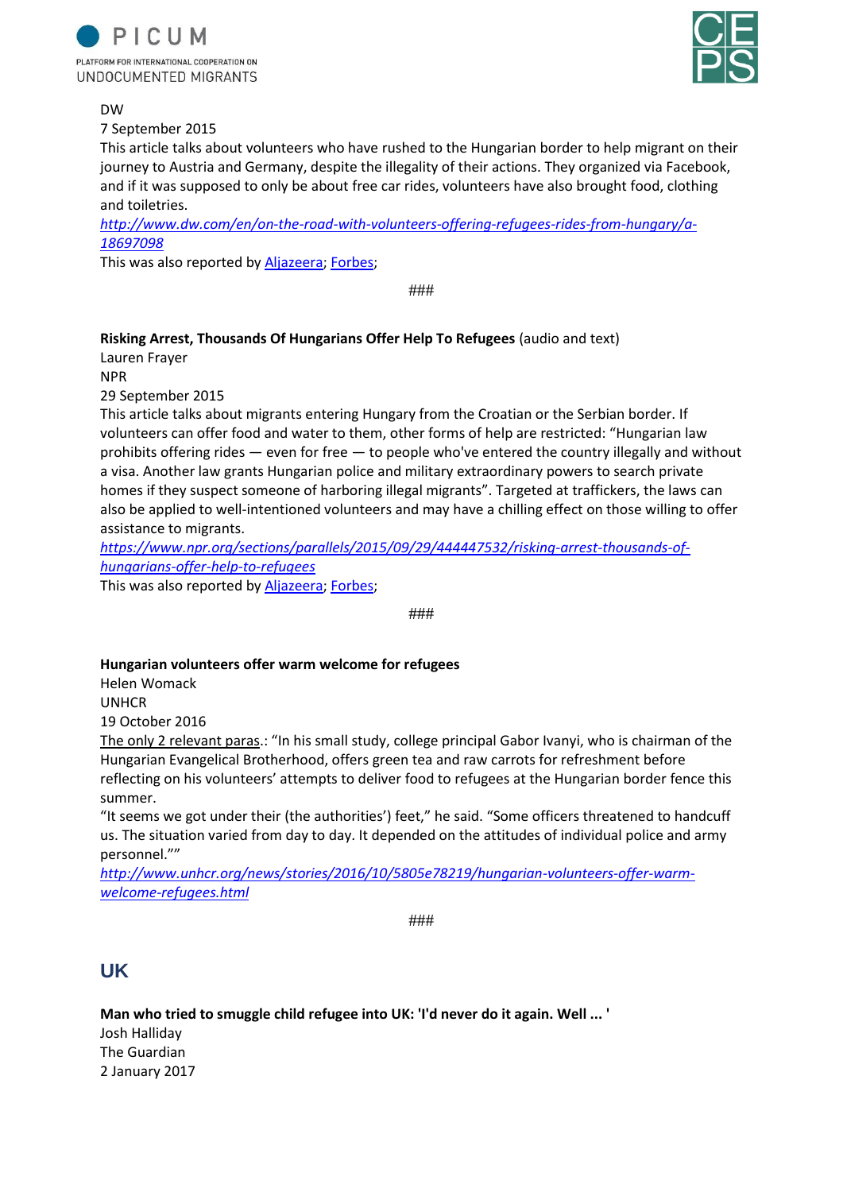DW
7 September 2015
This article talks about volunteers who have rushed to the Hungarian border to help migrant on their journey to Austria and Germany, despite the illegality of their actions. They organized via Facebook, and if it was supposed to only be about free car rides, volunteers have also brought food, clothing and toiletries.
*http://www.dw.com/en/on-the-road-with-volunteers-offering-refugees-rides-from-hungary/a-18697098*
This was also reported by Aljazeera; Forbes;

###

**Risking Arrest, Thousands Of Hungarians Offer Help To Refugees** (audio and text)
Lauren Frayer
NPR
29 September 2015
This article talks about migrants entering Hungary from the Croatian or the Serbian border. If volunteers can offer food and water to them, other forms of help are restricted: "Hungarian law prohibits offering rides — even for free — to people who've entered the country illegally and without a visa. Another law grants Hungarian police and military extraordinary powers to search private homes if they suspect someone of harboring illegal migrants". Targeted at traffickers, the laws can also be applied to well-intentioned volunteers and may have a chilling effect on those willing to offer assistance to migrants.
*https://www.npr.org/sections/parallels/2015/09/29/444447532/risking-arrest-thousands-of-hungarians-offer-help-to-refugees*
This was also reported by Aljazeera; Forbes;

###

**Hungarian volunteers offer warm welcome for refugees**
Helen Womack
UNHCR
19 October 2016
The only 2 relevant paras.: "In his small study, college principal Gabor Ivanyi, who is chairman of the Hungarian Evangelical Brotherhood, offers green tea and raw carrots for refreshment before reflecting on his volunteers' attempts to deliver food to refugees at the Hungarian border fence this summer.
"It seems we got under their (the authorities') feet," he said. "Some officers threatened to handcuff us. The situation varied from day to day. It depended on the attitudes of individual police and army personnel.""
*http://www.unhcr.org/news/stories/2016/10/5805e78219/hungarian-volunteers-offer-warm-welcome-refugees.html*

###

## UK

**Man who tried to smuggle child refugee into UK: 'I'd never do it again. Well ... '**
Josh Halliday
The Guardian
2 January 2017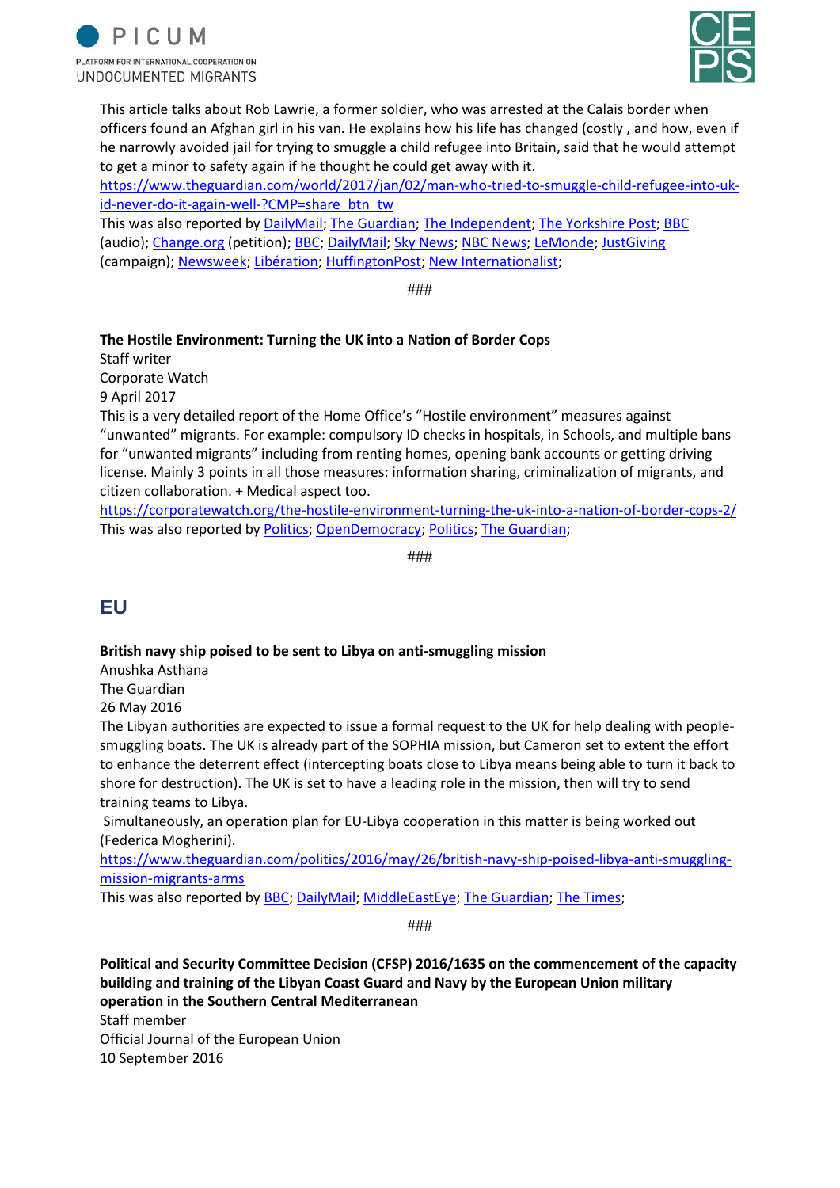This article talks about Rob Lawrie, a former soldier, who was arrested at the Calais border when officers found an Afghan girl in his van. He explains how his life has changed (costly , and how, even if he narrowly avoided jail for trying to smuggle a child refugee into Britain, said that he would attempt to get a minor to safety again if he thought he could get away with it.

https://www.theguardian.com/world/2017/jan/02/man-who-tried-to-smuggle-child-refugee-into-uk-id-never-do-it-again-well-?CMP=share_btn_tw

This was also reported by DailyMail; The Guardian; The Independent; The Yorkshire Post; BBC (audio); Change.org (petition); BBC; DailyMail; Sky News; NBC News; LeMonde; JustGiving (campaign); Newsweek; Libération; HuffingtonPost; New Internationalist;

###

**The Hostile Environment: Turning the UK into a Nation of Border Cops**

Staff writer

Corporate Watch

9 April 2017

This is a very detailed report of the Home Office's "Hostile environment" measures against "unwanted" migrants. For example: compulsory ID checks in hospitals, in Schools, and multiple bans for "unwanted migrants" including from renting homes, opening bank accounts or getting driving license. Mainly 3 points in all those measures: information sharing, criminalization of migrants, and citizen collaboration. + Medical aspect too.

https://corporatewatch.org/the-hostile-environment-turning-the-uk-into-a-nation-of-border-cops-2/

This was also reported by Politics; OpenDemocracy; Politics; The Guardian;

###

## EU

**British navy ship poised to be sent to Libya on anti-smuggling mission**

Anushka Asthana

The Guardian

26 May 2016

The Libyan authorities are expected to issue a formal request to the UK for help dealing with people-smuggling boats. The UK is already part of the SOPHIA mission, but Cameron set to extent the effort to enhance the deterrent effect (intercepting boats close to Libya means being able to turn it back to shore for destruction). The UK is set to have a leading role in the mission, then will try to send training teams to Libya.

Simultaneously, an operation plan for EU-Libya cooperation in this matter is being worked out (Federica Mogherini).

https://www.theguardian.com/politics/2016/may/26/british-navy-ship-poised-libya-anti-smuggling-mission-migrants-arms

This was also reported by BBC; DailyMail; MiddleEastEye; The Guardian; The Times;

###

**Political and Security Committee Decision (CFSP) 2016/1635 on the commencement of the capacity building and training of the Libyan Coast Guard and Navy by the European Union military operation in the Southern Central Mediterranean**

Staff member

Official Journal of the European Union

10 September 2016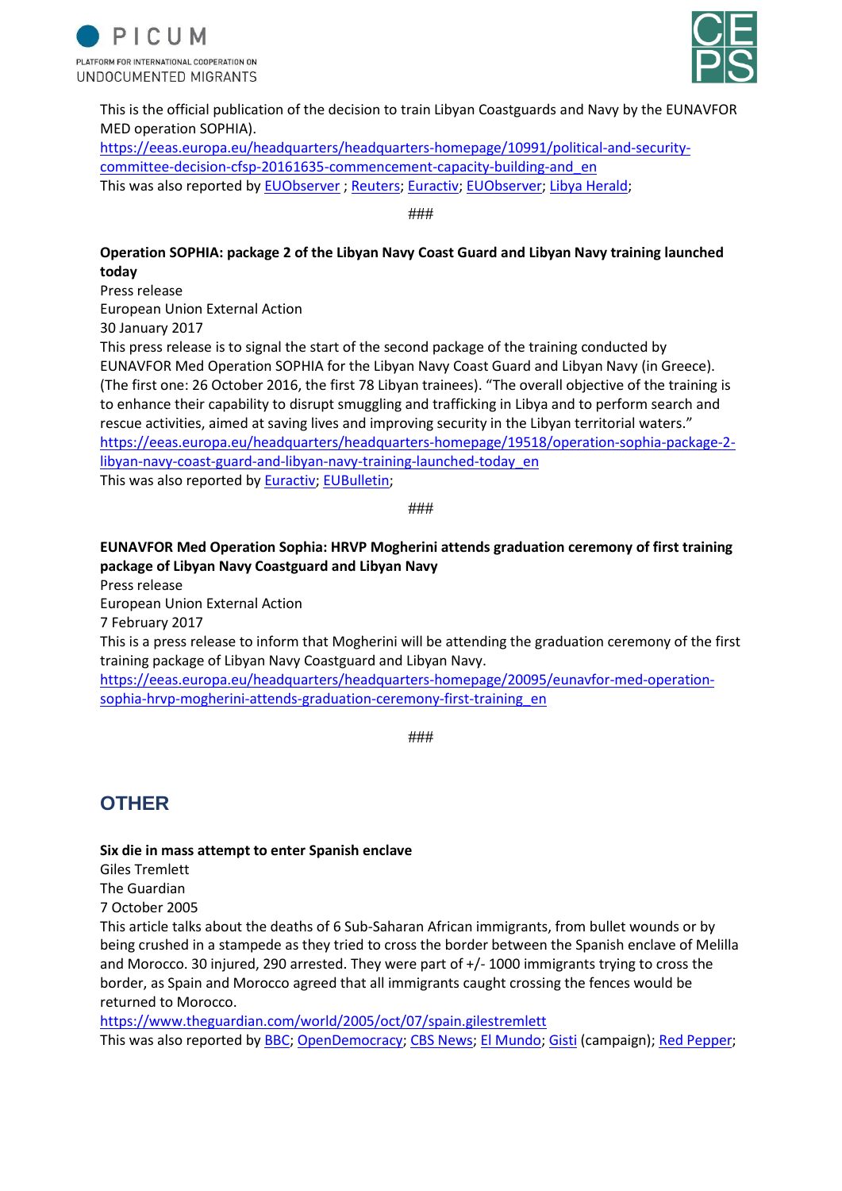This is the official publication of the decision to train Libyan Coastguards and Navy by the EUNAVFOR MED operation SOPHIA).
https://eeas.europa.eu/headquarters/headquarters-homepage/10991/political-and-security-committee-decision-cfsp-20161635-commencement-capacity-building-and_en
This was also reported by EUObserver ; Reuters; Euractiv; EUObserver; Libya Herald;

###

**Operation SOPHIA: package 2 of the Libyan Navy Coast Guard and Libyan Navy training launched today**
Press release
European Union External Action
30 January 2017
This press release is to signal the start of the second package of the training conducted by EUNAVFOR Med Operation SOPHIA for the Libyan Navy Coast Guard and Libyan Navy (in Greece). (The first one: 26 October 2016, the first 78 Libyan trainees). "The overall objective of the training is to enhance their capability to disrupt smuggling and trafficking in Libya and to perform search and rescue activities, aimed at saving lives and improving security in the Libyan territorial waters."
https://eeas.europa.eu/headquarters/headquarters-homepage/19518/operation-sophia-package-2-libyan-navy-coast-guard-and-libyan-navy-training-launched-today_en
This was also reported by Euractiv; EUBulletin;

###

**EUNAVFOR Med Operation Sophia: HRVP Mogherini attends graduation ceremony of first training package of Libyan Navy Coastguard and Libyan Navy**
Press release
European Union External Action
7 February 2017
This is a press release to inform that Mogherini will be attending the graduation ceremony of the first training package of Libyan Navy Coastguard and Libyan Navy.
https://eeas.europa.eu/headquarters/headquarters-homepage/20095/eunavfor-med-operation-sophia-hrvp-mogherini-attends-graduation-ceremony-first-training_en

###

## OTHER

**Six die in mass attempt to enter Spanish enclave**
Giles Tremlett
The Guardian
7 October 2005
This article talks about the deaths of 6 Sub-Saharan African immigrants, from bullet wounds or by being crushed in a stampede as they tried to cross the border between the Spanish enclave of Melilla and Morocco. 30 injured, 290 arrested. They were part of +/- 1000 immigrants trying to cross the border, as Spain and Morocco agreed that all immigrants caught crossing the fences would be returned to Morocco.
https://www.theguardian.com/world/2005/oct/07/spain.gilestremlett
This was also reported by BBC; OpenDemocracy; CBS News; El Mundo; Gisti (campaign); Red Pepper;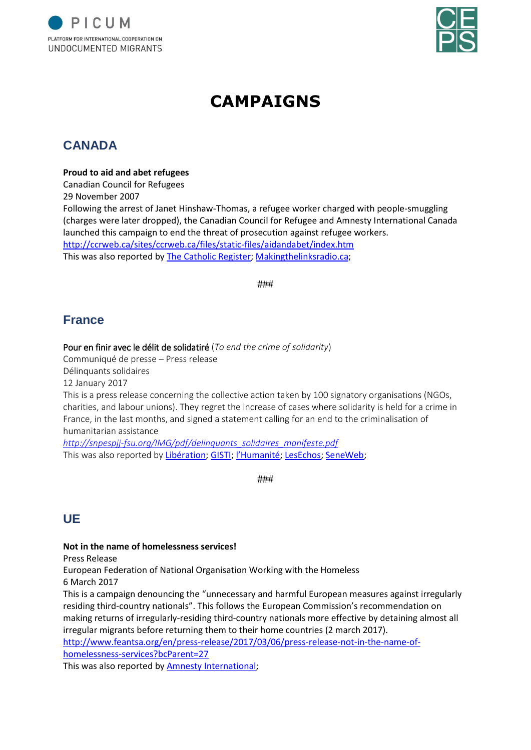# CAMPAIGNS

## CANADA

**Proud to aid and abet refugees**
Canadian Council for Refugees
29 November 2007
Following the arrest of Janet Hinshaw-Thomas, a refugee worker charged with people-smuggling (charges were later dropped), the Canadian Council for Refugee and Amnesty International Canada launched this campaign to end the threat of prosecution against refugee workers.
http://ccrweb.ca/sites/ccrweb.ca/files/static-files/aidandabet/index.htm
This was also reported by The Catholic Register; Makingthelinksradio.ca;

###

## France

Pour en finir avec le délit de solidatiré (*To end the crime of solidarity*)
Communiqué de presse – Press release
Délinquants solidaires
12 January 2017
This is a press release concerning the collective action taken by 100 signatory organisations (NGOs, charities, and labour unions). They regret the increase of cases where solidarity is held for a crime in France, in the last months, and signed a statement calling for an end to the criminalisation of humanitarian assistance
*http://snpespjj-fsu.org/IMG/pdf/delinquants_solidaires_manifeste.pdf*
This was also reported by Libération; GISTI; l'Humanité; LesEchos; SeneWeb;

###

## UE

**Not in the name of homelessness services!**
Press Release
European Federation of National Organisation Working with the Homeless
6 March 2017
This is a campaign denouncing the "unnecessary and harmful European measures against irregularly residing third-country nationals". This follows the European Commission's recommendation on making returns of irregularly-residing third-country nationals more effective by detaining almost all irregular migrants before returning them to their home countries (2 march 2017).
http://www.feantsa.org/en/press-release/2017/03/06/press-release-not-in-the-name-of-homelessness-services?bcParent=27
This was also reported by Amnesty International;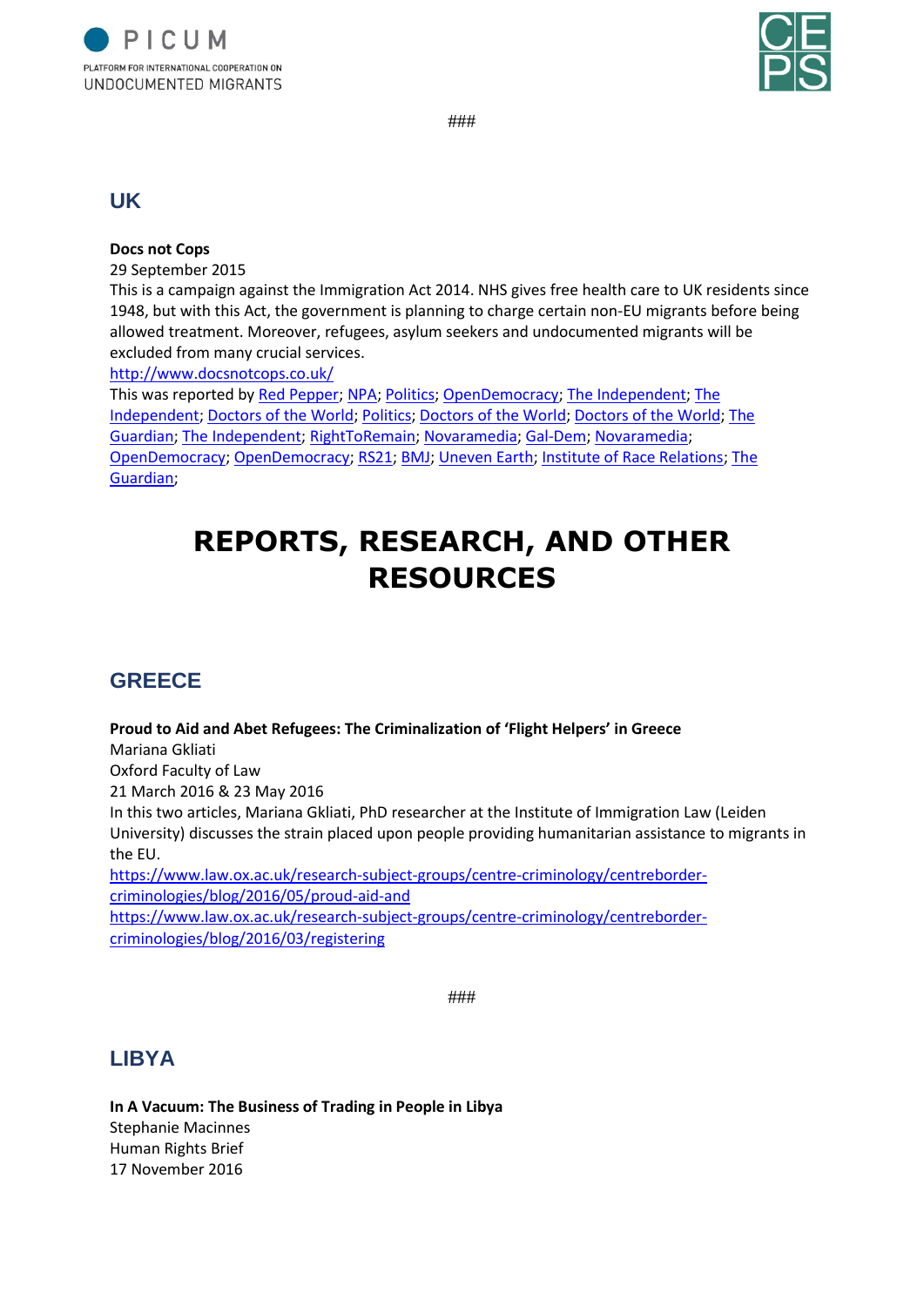###

## UK

**Docs not Cops**
29 September 2015
This is a campaign against the Immigration Act 2014. NHS gives free health care to UK residents since 1948, but with this Act, the government is planning to charge certain non-EU migrants before being allowed treatment. Moreover, refugees, asylum seekers and undocumented migrants will be excluded from many crucial services.
http://www.docsnotcops.co.uk/
This was reported by Red Pepper; NPA; Politics; OpenDemocracy; The Independent; The Independent; Doctors of the World; Politics; Doctors of the World; Doctors of the World; The Guardian; The Independent; RightToRemain; Novaramedia; Gal-Dem; Novaramedia; OpenDemocracy; OpenDemocracy; RS21; BMJ; Uneven Earth; Institute of Race Relations; The Guardian;

# REPORTS, RESEARCH, AND OTHER RESOURCES

## GREECE

**Proud to Aid and Abet Refugees: The Criminalization of 'Flight Helpers' in Greece**
Mariana Gkliati
Oxford Faculty of Law
21 March 2016 & 23 May 2016
In this two articles, Mariana Gkliati, PhD researcher at the Institute of Immigration Law (Leiden University) discusses the strain placed upon people providing humanitarian assistance to migrants in the EU.
https://www.law.ox.ac.uk/research-subject-groups/centre-criminology/centreborder-criminologies/blog/2016/05/proud-aid-and
https://www.law.ox.ac.uk/research-subject-groups/centre-criminology/centreborder-criminologies/blog/2016/03/registering

###

## LIBYA

**In A Vacuum: The Business of Trading in People in Libya**
Stephanie Macinnes
Human Rights Brief
17 November 2016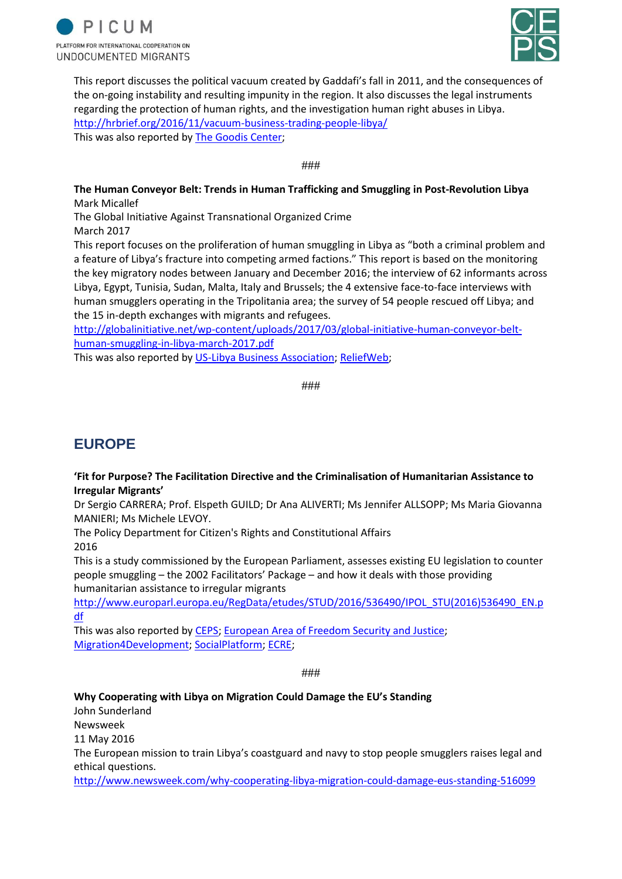This report discusses the political vacuum created by Gaddafi's fall in 2011, and the consequences of the on-going instability and resulting impunity in the region. It also discusses the legal instruments regarding the protection of human rights, and the investigation human right abuses in Libya.
http://hrbrief.org/2016/11/vacuum-business-trading-people-libya/
This was also reported by The Goodis Center;

###

**The Human Conveyor Belt: Trends in Human Trafficking and Smuggling in Post-Revolution Libya**
Mark Micallef
The Global Initiative Against Transnational Organized Crime
March 2017
This report focuses on the proliferation of human smuggling in Libya as "both a criminal problem and a feature of Libya's fracture into competing armed factions." This report is based on the monitoring the key migratory nodes between January and December 2016; the interview of 62 informants across Libya, Egypt, Tunisia, Sudan, Malta, Italy and Brussels; the 4 extensive face-to-face interviews with human smugglers operating in the Tripolitania area; the survey of 54 people rescued off Libya; and the 15 in-depth exchanges with migrants and refugees.
http://globalinitiative.net/wp-content/uploads/2017/03/global-initiative-human-conveyor-belt-human-smuggling-in-libya-march-2017.pdf
This was also reported by US-Libya Business Association; ReliefWeb;

###

## EUROPE

**'Fit for Purpose? The Facilitation Directive and the Criminalisation of Humanitarian Assistance to Irregular Migrants'**
Dr Sergio CARRERA; Prof. Elspeth GUILD; Dr Ana ALIVERTI; Ms Jennifer ALLSOPP; Ms Maria Giovanna MANIERI; Ms Michele LEVOY.
The Policy Department for Citizen's Rights and Constitutional Affairs
2016
This is a study commissioned by the European Parliament, assesses existing EU legislation to counter people smuggling – the 2002 Facilitators' Package – and how it deals with those providing humanitarian assistance to irregular migrants
http://www.europarl.europa.eu/RegData/etudes/STUD/2016/536490/IPOL_STU(2016)536490_EN.pdf
This was also reported by CEPS; European Area of Freedom Security and Justice; Migration4Development; SocialPlatform; ECRE;

###

**Why Cooperating with Libya on Migration Could Damage the EU's Standing**
John Sunderland
Newsweek
11 May 2016
The European mission to train Libya's coastguard and navy to stop people smugglers raises legal and ethical questions.
http://www.newsweek.com/why-cooperating-libya-migration-could-damage-eus-standing-516099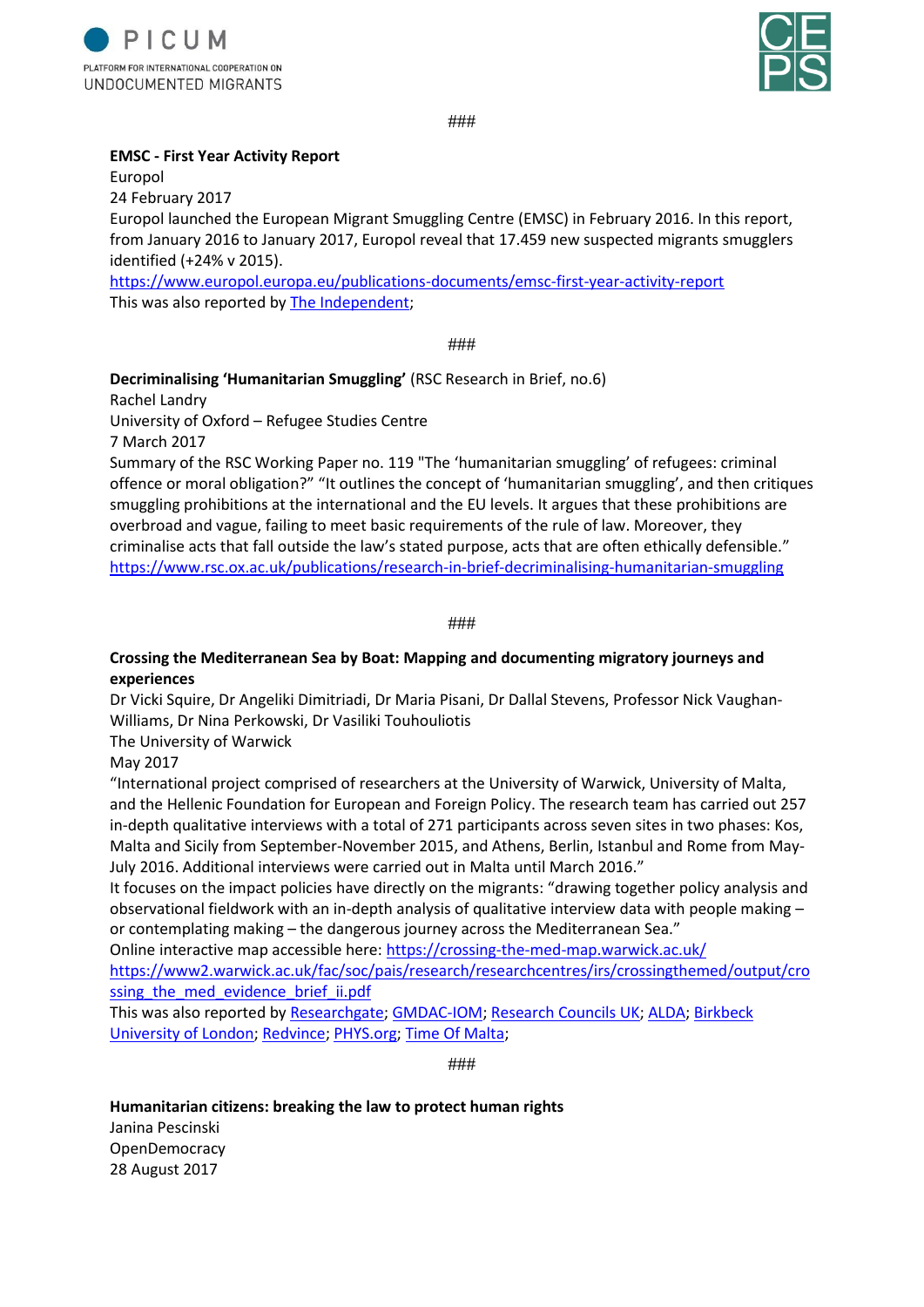###

**EMSC - First Year Activity Report**
Europol
24 February 2017
Europol launched the European Migrant Smuggling Centre (EMSC) in February 2016. In this report, from January 2016 to January 2017, Europol reveal that 17.459 new suspected migrants smugglers identified (+24% v 2015).
https://www.europol.europa.eu/publications-documents/emsc-first-year-activity-report
This was also reported by The Independent;

###

**Decriminalising 'Humanitarian Smuggling'** (RSC Research in Brief, no.6)
Rachel Landry
University of Oxford – Refugee Studies Centre
7 March 2017
Summary of the RSC Working Paper no. 119 "The 'humanitarian smuggling' of refugees: criminal offence or moral obligation?" "It outlines the concept of 'humanitarian smuggling', and then critiques smuggling prohibitions at the international and the EU levels. It argues that these prohibitions are overbroad and vague, failing to meet basic requirements of the rule of law. Moreover, they criminalise acts that fall outside the law's stated purpose, acts that are often ethically defensible."
https://www.rsc.ox.ac.uk/publications/research-in-brief-decriminalising-humanitarian-smuggling

###

**Crossing the Mediterranean Sea by Boat: Mapping and documenting migratory journeys and experiences**
Dr Vicki Squire, Dr Angeliki Dimitriadi, Dr Maria Pisani, Dr Dallal Stevens, Professor Nick Vaughan-Williams, Dr Nina Perkowski, Dr Vasiliki Touhouliotis
The University of Warwick
May 2017
"International project comprised of researchers at the University of Warwick, University of Malta, and the Hellenic Foundation for European and Foreign Policy. The research team has carried out 257 in-depth qualitative interviews with a total of 271 participants across seven sites in two phases: Kos, Malta and Sicily from September-November 2015, and Athens, Berlin, Istanbul and Rome from May-July 2016. Additional interviews were carried out in Malta until March 2016."
It focuses on the impact policies have directly on the migrants: "drawing together policy analysis and observational fieldwork with an in-depth analysis of qualitative interview data with people making – or contemplating making – the dangerous journey across the Mediterranean Sea."
Online interactive map accessible here: https://crossing-the-med-map.warwick.ac.uk/
https://www2.warwick.ac.uk/fac/soc/pais/research/researchcentres/irs/crossingthemed/output/crossing_the_med_evidence_brief_ii.pdf
This was also reported by Researchgate; GMDAC-IOM; Research Councils UK; ALDA; Birkbeck University of London; Redvince; PHYS.org; Time Of Malta;

###

**Humanitarian citizens: breaking the law to protect human rights**
Janina Pescinski
OpenDemocracy
28 August 2017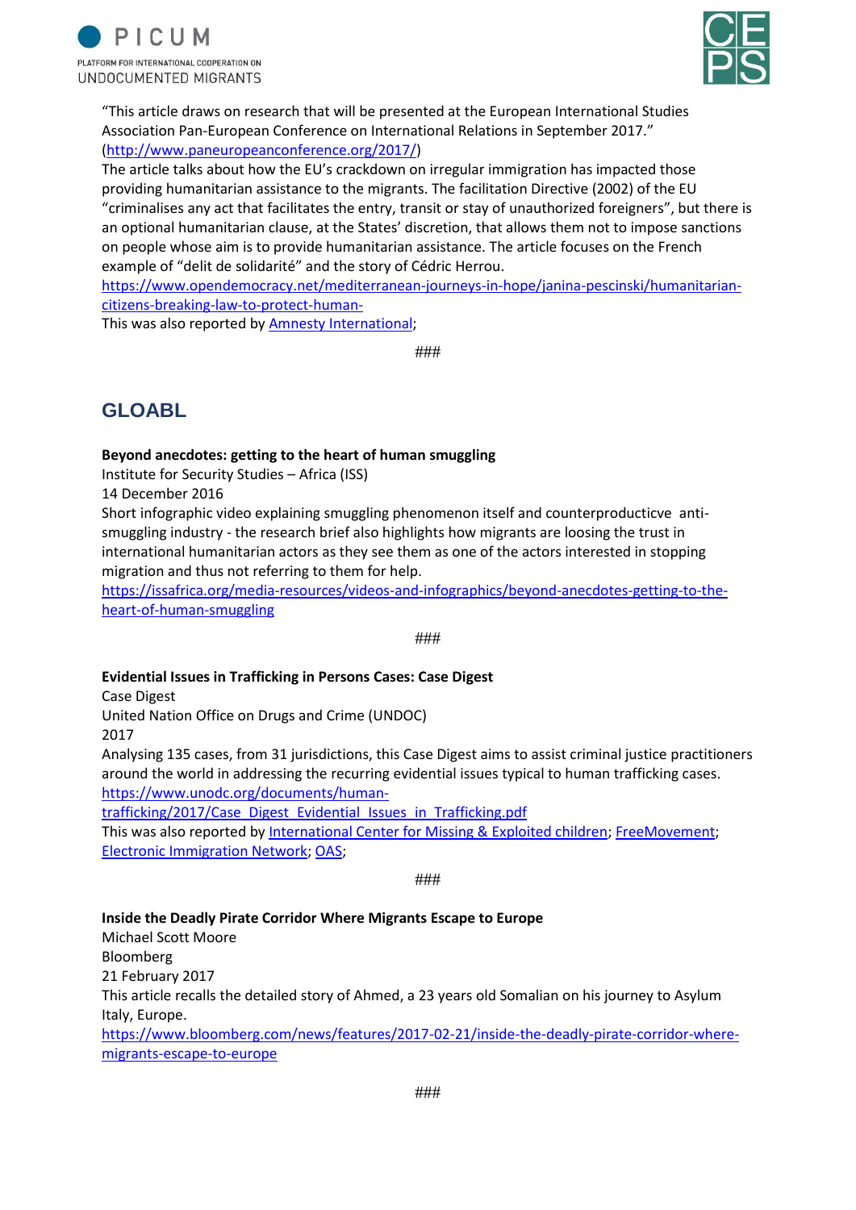"This article draws on research that will be presented at the European International Studies Association Pan-European Conference on International Relations in September 2017." (http://www.paneuropeanconference.org/2017/)

The article talks about how the EU's crackdown on irregular immigration has impacted those providing humanitarian assistance to the migrants. The facilitation Directive (2002) of the EU "criminalises any act that facilitates the entry, transit or stay of unauthorized foreigners", but there is an optional humanitarian clause, at the States' discretion, that allows them not to impose sanctions on people whose aim is to provide humanitarian assistance. The article focuses on the French example of "delit de solidarité" and the story of Cédric Herrou.

https://www.opendemocracy.net/mediterranean-journeys-in-hope/janina-pescinski/humanitarian-citizens-breaking-law-to-protect-human-

This was also reported by Amnesty International;

###

## GLOABL

**Beyond anecdotes: getting to the heart of human smuggling**

Institute for Security Studies – Africa (ISS)

14 December 2016

Short infographic video explaining smuggling phenomenon itself and counterproducticve anti-smuggling industry - the research brief also highlights how migrants are loosing the trust in international humanitarian actors as they see them as one of the actors interested in stopping migration and thus not referring to them for help.

https://issafrica.org/media-resources/videos-and-infographics/beyond-anecdotes-getting-to-the-heart-of-human-smuggling

###

**Evidential Issues in Trafficking in Persons Cases: Case Digest**

Case Digest

United Nation Office on Drugs and Crime (UNDOC)

2017

Analysing 135 cases, from 31 jurisdictions, this Case Digest aims to assist criminal justice practitioners around the world in addressing the recurring evidential issues typical to human trafficking cases.

https://www.unodc.org/documents/human-trafficking/2017/Case_Digest_Evidential_Issues_in_Trafficking.pdf

This was also reported by International Center for Missing & Exploited children; FreeMovement; Electronic Immigration Network; OAS;

###

**Inside the Deadly Pirate Corridor Where Migrants Escape to Europe**

Michael Scott Moore

Bloomberg

21 February 2017

This article recalls the detailed story of Ahmed, a 23 years old Somalian on his journey to Asylum Italy, Europe.

https://www.bloomberg.com/news/features/2017-02-21/inside-the-deadly-pirate-corridor-where-migrants-escape-to-europe

###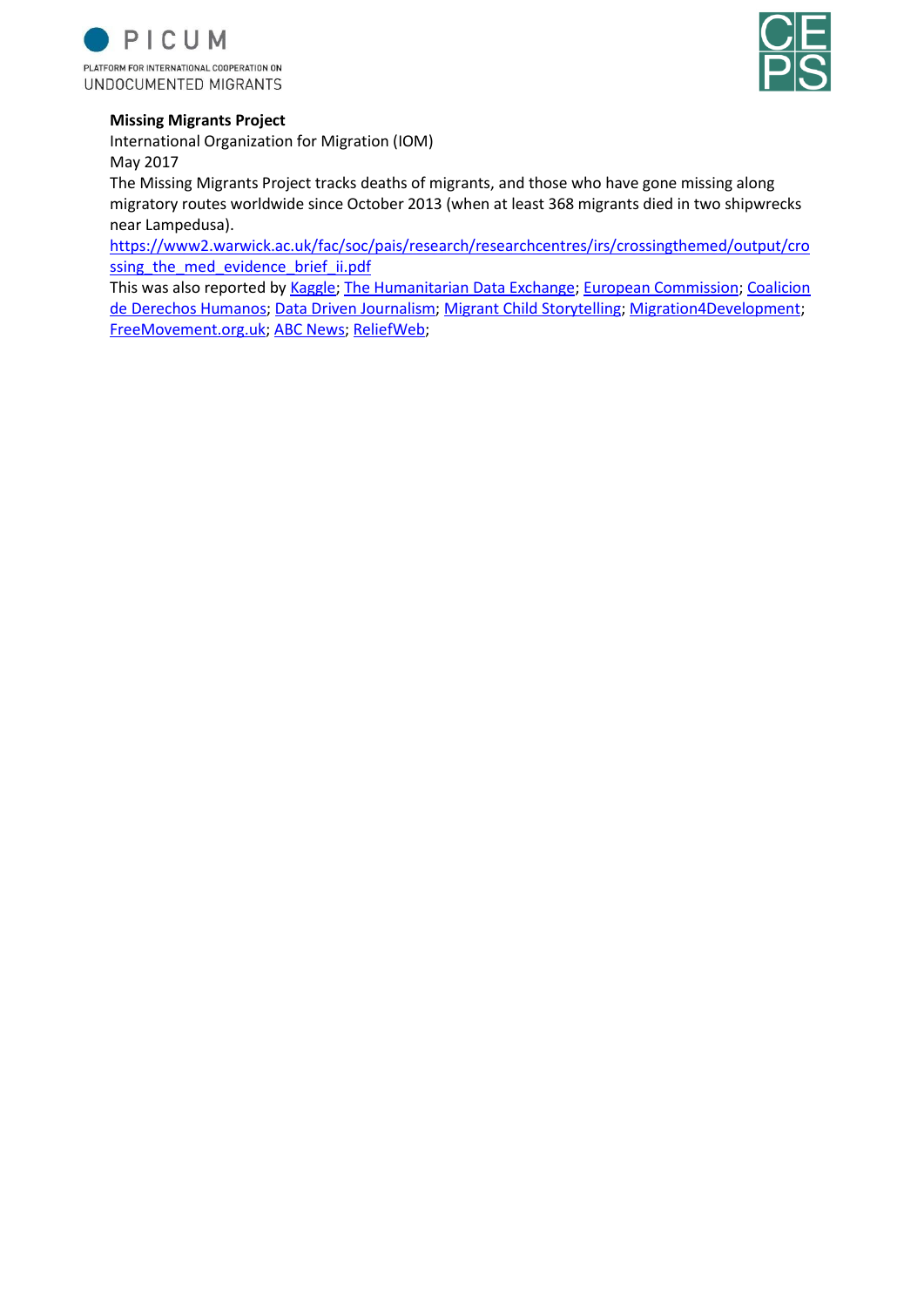**Missing Migrants Project**
International Organization for Migration (IOM)
May 2017
The Missing Migrants Project tracks deaths of migrants, and those who have gone missing along migratory routes worldwide since October 2013 (when at least 368 migrants died in two shipwrecks near Lampedusa).
[https://www2.warwick.ac.uk/fac/soc/pais/research/researchcentres/irs/crossingthemed/output/crossing_the_med_evidence_brief_ii.pdf](https://www2.warwick.ac.uk/fac/soc/pais/research/researchcentres/irs/crossingthemed/output/crossing_the_med_evidence_brief_ii.pdf)
This was also reported by [Kaggle](); [The Humanitarian Data Exchange](); [European Commission](); [Coalicion de Derechos Humanos](); [Data Driven Journalism](); [Migrant Child Storytelling](); [Migration4Development](); [FreeMovement.org.uk](); [ABC News](); [ReliefWeb]();